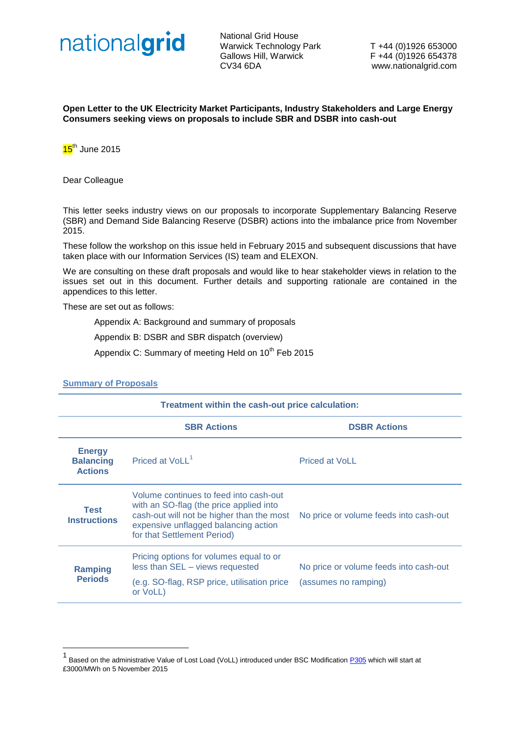nationalgrid

National Grid House
Warwick Technology Park
Gallows Hill, Warwick
CV34 6DA

T +44 (0)1926 653000
F +44 (0)1926 654378
www.nationalgrid.com

**Open Letter to the UK Electricity Market Participants, Industry Stakeholders and Large Energy Consumers seeking views on proposals to include SBR and DSBR into cash-out**

15th June 2015

Dear Colleague

This letter seeks industry views on our proposals to incorporate Supplementary Balancing Reserve (SBR) and Demand Side Balancing Reserve (DSBR) actions into the imbalance price from November 2015.

These follow the workshop on this issue held in February 2015 and subsequent discussions that have taken place with our Information Services (IS) team and ELEXON.

We are consulting on these draft proposals and would like to hear stakeholder views in relation to the issues set out in this document. Further details and supporting rationale are contained in the appendices to this letter.

These are set out as follows:

Appendix A: Background and summary of proposals

Appendix B: DSBR and SBR dispatch (overview)

Appendix C: Summary of meeting Held on 10th Feb 2015

## Summary of Proposals

| Treatment within the cash-out price calculation: | | |
|---|---|---|
| | **SBR Actions** | **DSBR Actions** |
| **Energy Balancing Actions** | Priced at VoLL[1] | Priced at VoLL |
| **Test Instructions** | Volume continues to feed into cash-out with an SO-flag (the price applied into cash-out will not be higher than the most expensive unflagged balancing action for that Settlement Period) | No price or volume feeds into cash-out |
| **Ramping Periods** | Pricing options for volumes equal to or less than SEL – views requested (e.g. SO-flag, RSP price, utilisation price or VoLL) | No price or volume feeds into cash-out (assumes no ramping) |

[1] Based on the administrative Value of Lost Load (VoLL) introduced under BSC Modification P305 which will start at £3000/MWh on 5 November 2015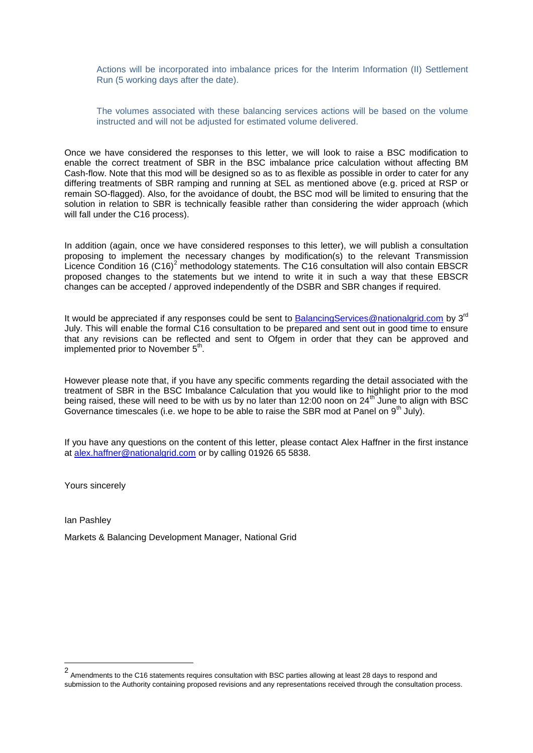Actions will be incorporated into imbalance prices for the Interim Information (II) Settlement Run (5 working days after the date).

The volumes associated with these balancing services actions will be based on the volume instructed and will not be adjusted for estimated volume delivered.

Once we have considered the responses to this letter, we will look to raise a BSC modification to enable the correct treatment of SBR in the BSC imbalance price calculation without affecting BM Cash-flow. Note that this mod will be designed so as to as flexible as possible in order to cater for any differing treatments of SBR ramping and running at SEL as mentioned above (e.g. priced at RSP or remain SO-flagged). Also, for the avoidance of doubt, the BSC mod will be limited to ensuring that the solution in relation to SBR is technically feasible rather than considering the wider approach (which will fall under the C16 process).

In addition (again, once we have considered responses to this letter), we will publish a consultation proposing to implement the necessary changes by modification(s) to the relevant Transmission Licence Condition 16 (C16)[2] methodology statements. The C16 consultation will also contain EBSCR proposed changes to the statements but we intend to write it in such a way that these EBSCR changes can be accepted / approved independently of the DSBR and SBR changes if required.

It would be appreciated if any responses could be sent to BalancingServices@nationalgrid.com by 3rd July. This will enable the formal C16 consultation to be prepared and sent out in good time to ensure that any revisions can be reflected and sent to Ofgem in order that they can be approved and implemented prior to November 5th.

However please note that, if you have any specific comments regarding the detail associated with the treatment of SBR in the BSC Imbalance Calculation that you would like to highlight prior to the mod being raised, these will need to be with us by no later than 12:00 noon on 24th June to align with BSC Governance timescales (i.e. we hope to be able to raise the SBR mod at Panel on 9th July).

If you have any questions on the content of this letter, please contact Alex Haffner in the first instance at alex.haffner@nationalgrid.com or by calling 01926 65 5838.

Yours sincerely

Ian Pashley

Markets & Balancing Development Manager, National Grid

[2] Amendments to the C16 statements requires consultation with BSC parties allowing at least 28 days to respond and submission to the Authority containing proposed revisions and any representations received through the consultation process.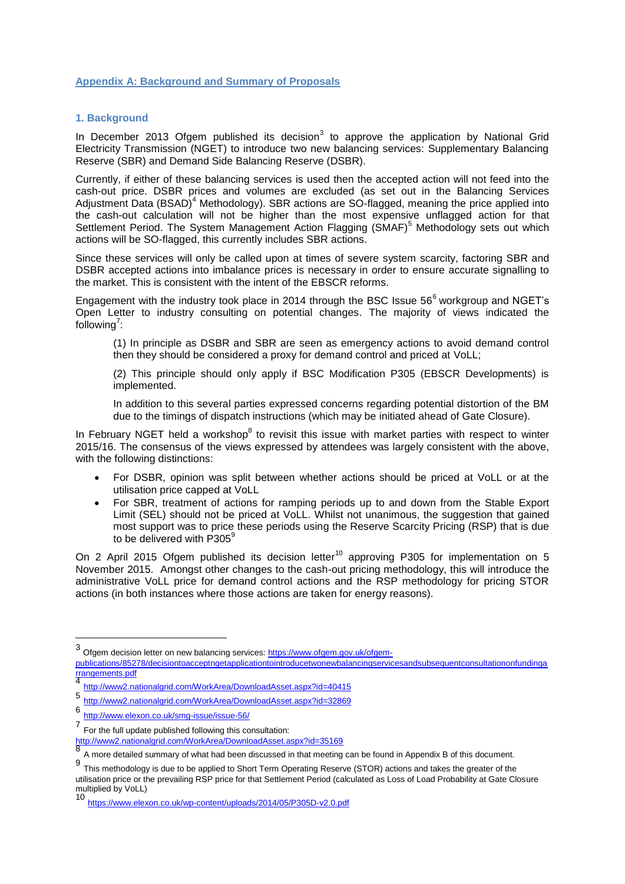## Appendix A: Background and Summary of Proposals

### 1. Background

In December 2013 Ofgem published its decision[3] to approve the application by National Grid Electricity Transmission (NGET) to introduce two new balancing services: Supplementary Balancing Reserve (SBR) and Demand Side Balancing Reserve (DSBR).

Currently, if either of these balancing services is used then the accepted action will not feed into the cash-out price. DSBR prices and volumes are excluded (as set out in the Balancing Services Adjustment Data (BSAD)[4] Methodology). SBR actions are SO-flagged, meaning the price applied into the cash-out calculation will not be higher than the most expensive unflagged action for that Settlement Period. The System Management Action Flagging (SMAF)[5] Methodology sets out which actions will be SO-flagged, this currently includes SBR actions.

Since these services will only be called upon at times of severe system scarcity, factoring SBR and DSBR accepted actions into imbalance prices is necessary in order to ensure accurate signalling to the market. This is consistent with the intent of the EBSCR reforms.

Engagement with the industry took place in 2014 through the BSC Issue 56[6] workgroup and NGET's Open Letter to industry consulting on potential changes. The majority of views indicated the following[7]:

> (1) In principle as DSBR and SBR are seen as emergency actions to avoid demand control then they should be considered a proxy for demand control and priced at VoLL;
>
> (2) This principle should only apply if BSC Modification P305 (EBSCR Developments) is implemented.
>
> In addition to this several parties expressed concerns regarding potential distortion of the BM due to the timings of dispatch instructions (which may be initiated ahead of Gate Closure).

In February NGET held a workshop[8] to revisit this issue with market parties with respect to winter 2015/16. The consensus of the views expressed by attendees was largely consistent with the above, with the following distinctions:

- For DSBR, opinion was split between whether actions should be priced at VoLL or at the utilisation price capped at VoLL
- For SBR, treatment of actions for ramping periods up to and down from the Stable Export Limit (SEL) should not be priced at VoLL. Whilst not unanimous, the suggestion that gained most support was to price these periods using the Reserve Scarcity Pricing (RSP) that is due to be delivered with P305[9]

On 2 April 2015 Ofgem published its decision letter[10] approving P305 for implementation on 5 November 2015. Amongst other changes to the cash-out pricing methodology, this will introduce the administrative VoLL price for demand control actions and the RSP methodology for pricing STOR actions (in both instances where those actions are taken for energy reasons).

---

[3] Ofgem decision letter on new balancing services: https://www.ofgem.gov.uk/ofgem-publications/85278/decisiontoacceptngetapplicationtointroducetwonewbalancingservicesandsubsequentconsultationonfundingarrangements.pdf

[4] http://www2.nationalgrid.com/WorkArea/DownloadAsset.aspx?id=40415

[5] http://www2.nationalgrid.com/WorkArea/DownloadAsset.aspx?id=32869

[6] http://www.elexon.co.uk/smg-issue/issue-56/

[7] For the full update published following this consultation: http://www2.nationalgrid.com/WorkArea/DownloadAsset.aspx?id=35169

[8] A more detailed summary of what had been discussed in that meeting can be found in Appendix B of this document.

[9] This methodology is due to be applied to Short Term Operating Reserve (STOR) actions and takes the greater of the utilisation price or the prevailing RSP price for that Settlement Period (calculated as Loss of Load Probability at Gate Closure multiplied by VoLL)

[10] https://www.elexon.co.uk/wp-content/uploads/2014/05/P305D-v2.0.pdf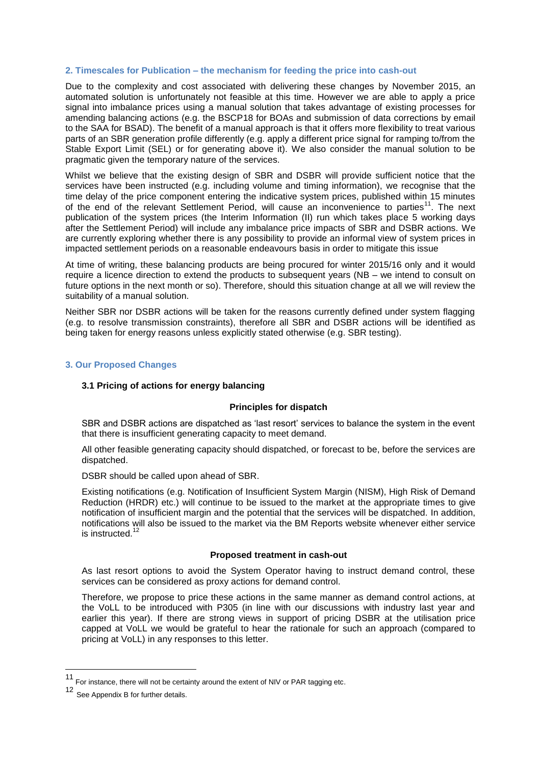### 2. Timescales for Publication – the mechanism for feeding the price into cash-out

Due to the complexity and cost associated with delivering these changes by November 2015, an automated solution is unfortunately not feasible at this time. However we are able to apply a price signal into imbalance prices using a manual solution that takes advantage of existing processes for amending balancing actions (e.g. the BSCP18 for BOAs and submission of data corrections by email to the SAA for BSAD). The benefit of a manual approach is that it offers more flexibility to treat various parts of an SBR generation profile differently (e.g. apply a different price signal for ramping to/from the Stable Export Limit (SEL) or for generating above it). We also consider the manual solution to be pragmatic given the temporary nature of the services.

Whilst we believe that the existing design of SBR and DSBR will provide sufficient notice that the services have been instructed (e.g. including volume and timing information), we recognise that the time delay of the price component entering the indicative system prices, published within 15 minutes of the end of the relevant Settlement Period, will cause an inconvenience to parties[11]. The next publication of the system prices (the Interim Information (II) run which takes place 5 working days after the Settlement Period) will include any imbalance price impacts of SBR and DSBR actions. We are currently exploring whether there is any possibility to provide an informal view of system prices in impacted settlement periods on a reasonable endeavours basis in order to mitigate this issue

At time of writing, these balancing products are being procured for winter 2015/16 only and it would require a licence direction to extend the products to subsequent years (NB – we intend to consult on future options in the next month or so). Therefore, should this situation change at all we will review the suitability of a manual solution.

Neither SBR nor DSBR actions will be taken for the reasons currently defined under system flagging (e.g. to resolve transmission constraints), therefore all SBR and DSBR actions will be identified as being taken for energy reasons unless explicitly stated otherwise (e.g. SBR testing).

### 3. Our Proposed Changes

#### 3.1 Pricing of actions for energy balancing

**Principles for dispatch**

SBR and DSBR actions are dispatched as 'last resort' services to balance the system in the event that there is insufficient generating capacity to meet demand.

All other feasible generating capacity should dispatched, or forecast to be, before the services are dispatched.

DSBR should be called upon ahead of SBR.

Existing notifications (e.g. Notification of Insufficient System Margin (NISM), High Risk of Demand Reduction (HRDR) etc.) will continue to be issued to the market at the appropriate times to give notification of insufficient margin and the potential that the services will be dispatched. In addition, notifications will also be issued to the market via the BM Reports website whenever either service is instructed.[12]

**Proposed treatment in cash-out**

As last resort options to avoid the System Operator having to instruct demand control, these services can be considered as proxy actions for demand control.

Therefore, we propose to price these actions in the same manner as demand control actions, at the VoLL to be introduced with P305 (in line with our discussions with industry last year and earlier this year). If there are strong views in support of pricing DSBR at the utilisation price capped at VoLL we would be grateful to hear the rationale for such an approach (compared to pricing at VoLL) in any responses to this letter.

---

[11] For instance, there will not be certainty around the extent of NIV or PAR tagging etc.

[12] See Appendix B for further details.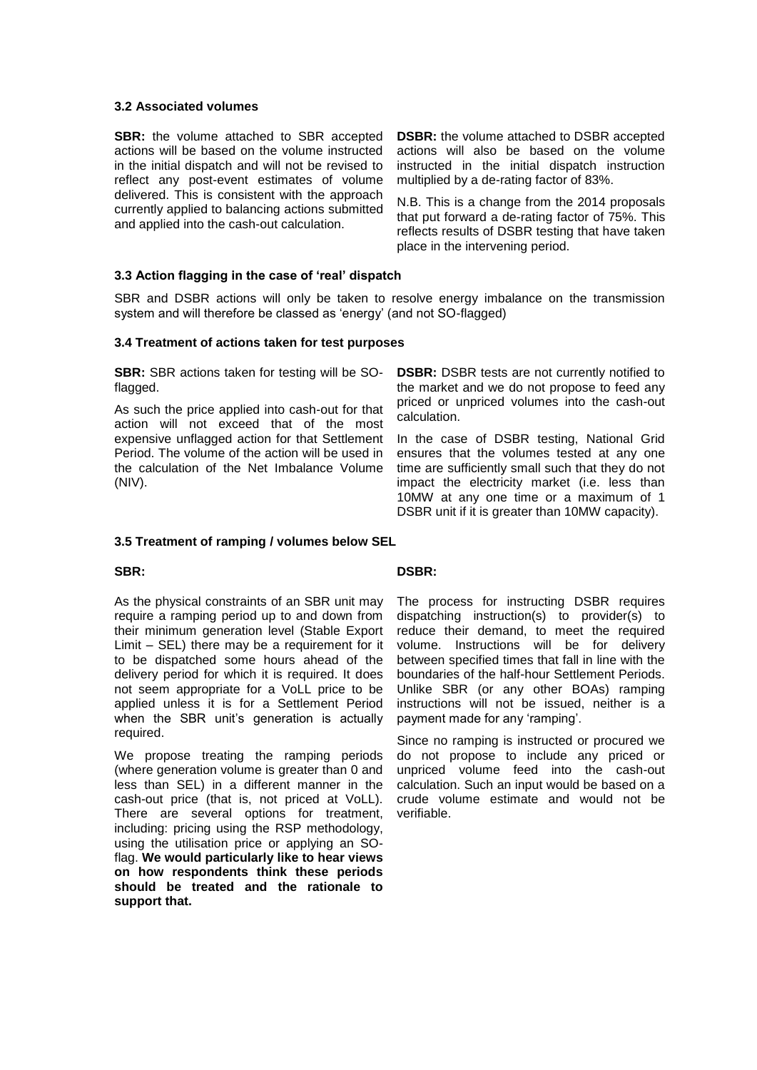### 3.2 Associated volumes

**SBR:** the volume attached to SBR accepted actions will be based on the volume instructed in the initial dispatch and will not be revised to reflect any post-event estimates of volume delivered. This is consistent with the approach currently applied to balancing actions submitted and applied into the cash-out calculation.

**DSBR:** the volume attached to DSBR accepted actions will also be based on the volume instructed in the initial dispatch instruction multiplied by a de-rating factor of 83%.

N.B. This is a change from the 2014 proposals that put forward a de-rating factor of 75%. This reflects results of DSBR testing that have taken place in the intervening period.

### 3.3 Action flagging in the case of 'real' dispatch

SBR and DSBR actions will only be taken to resolve energy imbalance on the transmission system and will therefore be classed as 'energy' (and not SO-flagged)

### 3.4 Treatment of actions taken for test purposes

**SBR:** SBR actions taken for testing will be SO-flagged.

As such the price applied into cash-out for that action will not exceed that of the most expensive unflagged action for that Settlement Period. The volume of the action will be used in the calculation of the Net Imbalance Volume (NIV).

**DSBR:** DSBR tests are not currently notified to the market and we do not propose to feed any priced or unpriced volumes into the cash-out calculation.

In the case of DSBR testing, National Grid ensures that the volumes tested at any one time are sufficiently small such that they do not impact the electricity market (i.e. less than 10MW at any one time or a maximum of 1 DSBR unit if it is greater than 10MW capacity).

### 3.5 Treatment of ramping / volumes below SEL

**SBR:**

As the physical constraints of an SBR unit may require a ramping period up to and down from their minimum generation level (Stable Export Limit – SEL) there may be a requirement for it to be dispatched some hours ahead of the delivery period for which it is required. It does not seem appropriate for a VoLL price to be applied unless it is for a Settlement Period when the SBR unit's generation is actually required.

We propose treating the ramping periods (where generation volume is greater than 0 and less than SEL) in a different manner in the cash-out price (that is, not priced at VoLL). There are several options for treatment, including: pricing using the RSP methodology, using the utilisation price or applying an SO-flag. **We would particularly like to hear views on how respondents think these periods should be treated and the rationale to support that.**

**DSBR:**

The process for instructing DSBR requires dispatching instruction(s) to provider(s) to reduce their demand, to meet the required volume. Instructions will be for delivery between specified times that fall in line with the boundaries of the half-hour Settlement Periods. Unlike SBR (or any other BOAs) ramping instructions will not be issued, neither is a payment made for any 'ramping'.

Since no ramping is instructed or procured we do not propose to include any priced or unpriced volume feed into the cash-out calculation. Such an input would be based on a crude volume estimate and would not be verifiable.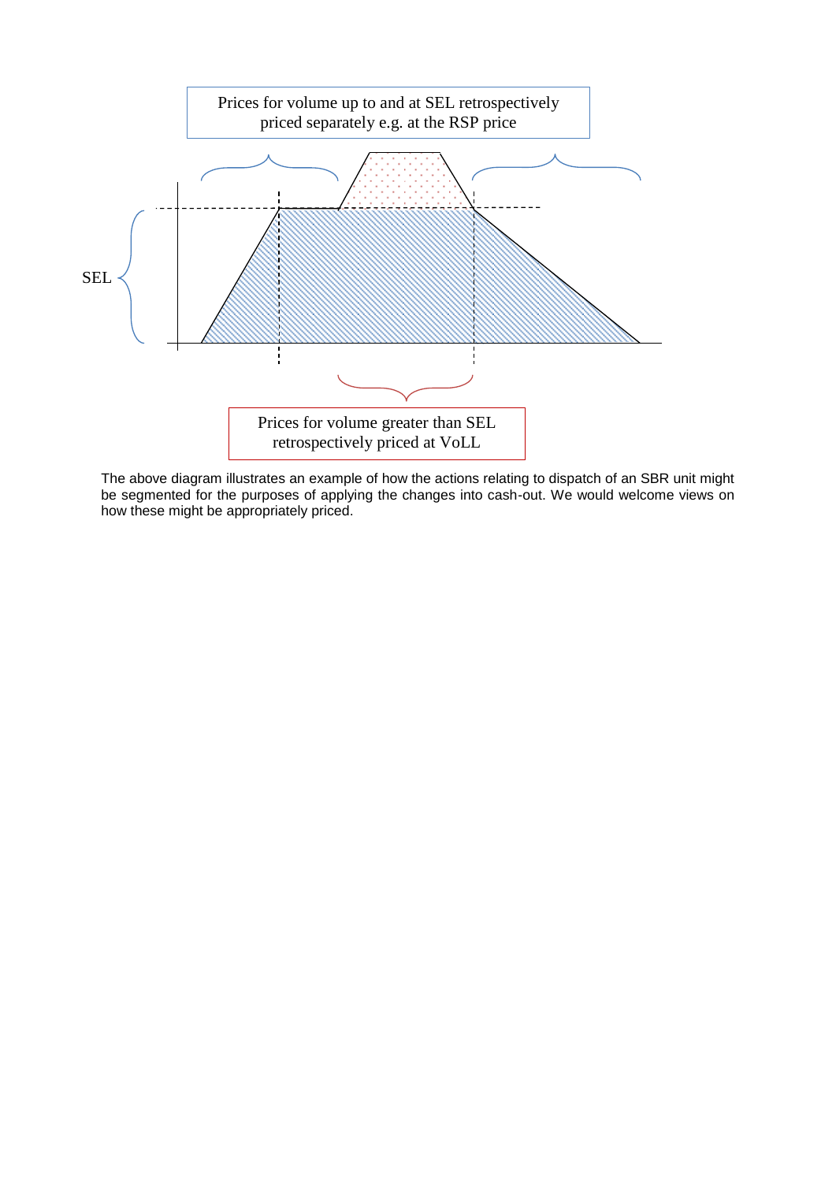Prices for volume up to and at SEL retrospectively priced separately e.g. at the RSP price

SEL

Prices for volume greater than SEL retrospectively priced at VoLL

The above diagram illustrates an example of how the actions relating to dispatch of an SBR unit might be segmented for the purposes of applying the changes into cash-out. We would welcome views on how these might be appropriately priced.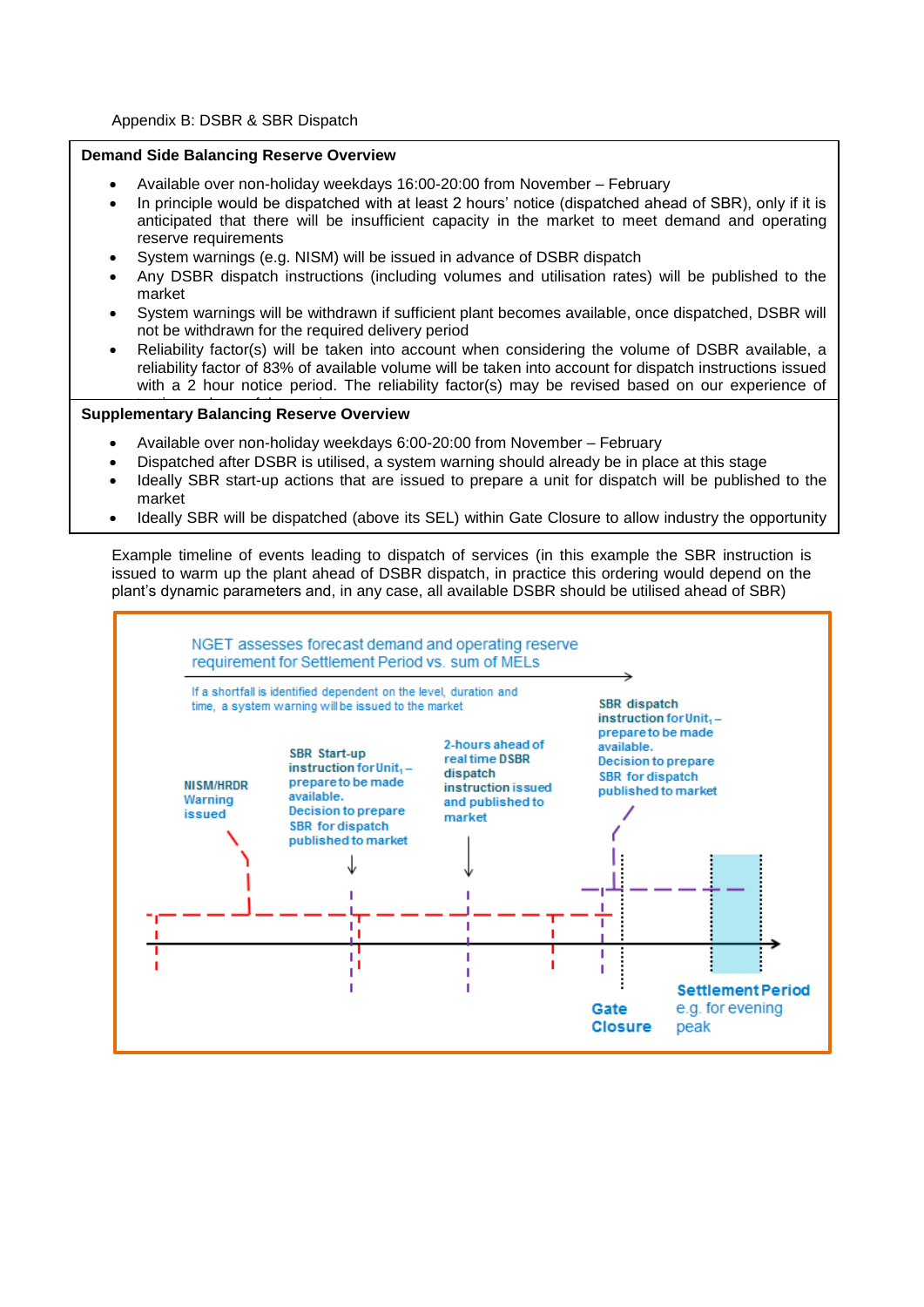Appendix B: DSBR & SBR Dispatch

**Demand Side Balancing Reserve Overview**

- Available over non-holiday weekdays 16:00-20:00 from November – February
- In principle would be dispatched with at least 2 hours' notice (dispatched ahead of SBR), only if it is anticipated that there will be insufficient capacity in the market to meet demand and operating reserve requirements
- System warnings (e.g. NISM) will be issued in advance of DSBR dispatch
- Any DSBR dispatch instructions (including volumes and utilisation rates) will be published to the market
- System warnings will be withdrawn if sufficient plant becomes available, once dispatched, DSBR will not be withdrawn for the required delivery period
- Reliability factor(s) will be taken into account when considering the volume of DSBR available, a reliability factor of 83% of available volume will be taken into account for dispatch instructions issued with a 2 hour notice period. The reliability factor(s) may be revised based on our experience of

**Supplementary Balancing Reserve Overview**

- Available over non-holiday weekdays 6:00-20:00 from November – February
- Dispatched after DSBR is utilised, a system warning should already be in place at this stage
- Ideally SBR start-up actions that are issued to prepare a unit for dispatch will be published to the market
- Ideally SBR will be dispatched (above its SEL) within Gate Closure to allow industry the opportunity

Example timeline of events leading to dispatch of services (in this example the SBR instruction is issued to warm up the plant ahead of DSBR dispatch, in practice this ordering would depend on the plant's dynamic parameters and, in any case, all available DSBR should be utilised ahead of SBR)

NGET assesses forecast demand and operating reserve requirement for Settlement Period vs. sum of MELs

If a shortfall is identified dependent on the level, duration and time, a system warning will be issued to the market

NISM/HRDR Warning issued

SBR Start-up instruction for Unit$_1$ – prepare to be made available. Decision to prepare SBR for dispatch published to market

2-hours ahead of real time DSBR dispatch instruction issued and published to market

SBR dispatch instruction for Unit$_1$ – prepare to be made available. Decision to prepare SBR for dispatch published to market

Gate Closure

Settlement Period e.g. for evening peak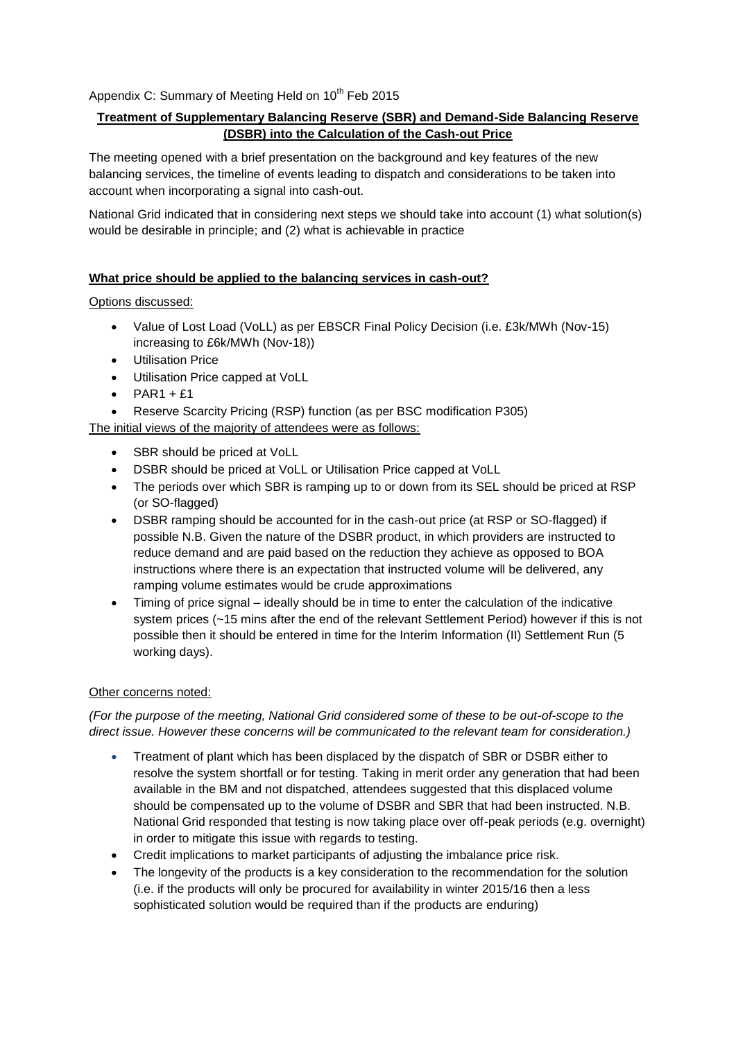Appendix C: Summary of Meeting Held on 10th Feb 2015

**Treatment of Supplementary Balancing Reserve (SBR) and Demand-Side Balancing Reserve (DSBR) into the Calculation of the Cash-out Price**

The meeting opened with a brief presentation on the background and key features of the new balancing services, the timeline of events leading to dispatch and considerations to be taken into account when incorporating a signal into cash-out.

National Grid indicated that in considering next steps we should take into account (1) what solution(s) would be desirable in principle; and (2) what is achievable in practice

**What price should be applied to the balancing services in cash-out?**

Options discussed:

- Value of Lost Load (VoLL) as per EBSCR Final Policy Decision (i.e. £3k/MWh (Nov-15) increasing to £6k/MWh (Nov-18))
- Utilisation Price
- Utilisation Price capped at VoLL
- PAR1 + £1
- Reserve Scarcity Pricing (RSP) function (as per BSC modification P305)

The initial views of the majority of attendees were as follows:

- SBR should be priced at VoLL
- DSBR should be priced at VoLL or Utilisation Price capped at VoLL
- The periods over which SBR is ramping up to or down from its SEL should be priced at RSP (or SO-flagged)
- DSBR ramping should be accounted for in the cash-out price (at RSP or SO-flagged) if possible N.B. Given the nature of the DSBR product, in which providers are instructed to reduce demand and are paid based on the reduction they achieve as opposed to BOA instructions where there is an expectation that instructed volume will be delivered, any ramping volume estimates would be crude approximations
- Timing of price signal – ideally should be in time to enter the calculation of the indicative system prices (~15 mins after the end of the relevant Settlement Period) however if this is not possible then it should be entered in time for the Interim Information (II) Settlement Run (5 working days).

Other concerns noted:

*(For the purpose of the meeting, National Grid considered some of these to be out-of-scope to the direct issue. However these concerns will be communicated to the relevant team for consideration.)*

- Treatment of plant which has been displaced by the dispatch of SBR or DSBR either to resolve the system shortfall or for testing. Taking in merit order any generation that had been available in the BM and not dispatched, attendees suggested that this displaced volume should be compensated up to the volume of DSBR and SBR that had been instructed. N.B. National Grid responded that testing is now taking place over off-peak periods (e.g. overnight) in order to mitigate this issue with regards to testing.
- Credit implications to market participants of adjusting the imbalance price risk.
- The longevity of the products is a key consideration to the recommendation for the solution (i.e. if the products will only be procured for availability in winter 2015/16 then a less sophisticated solution would be required than if the products are enduring)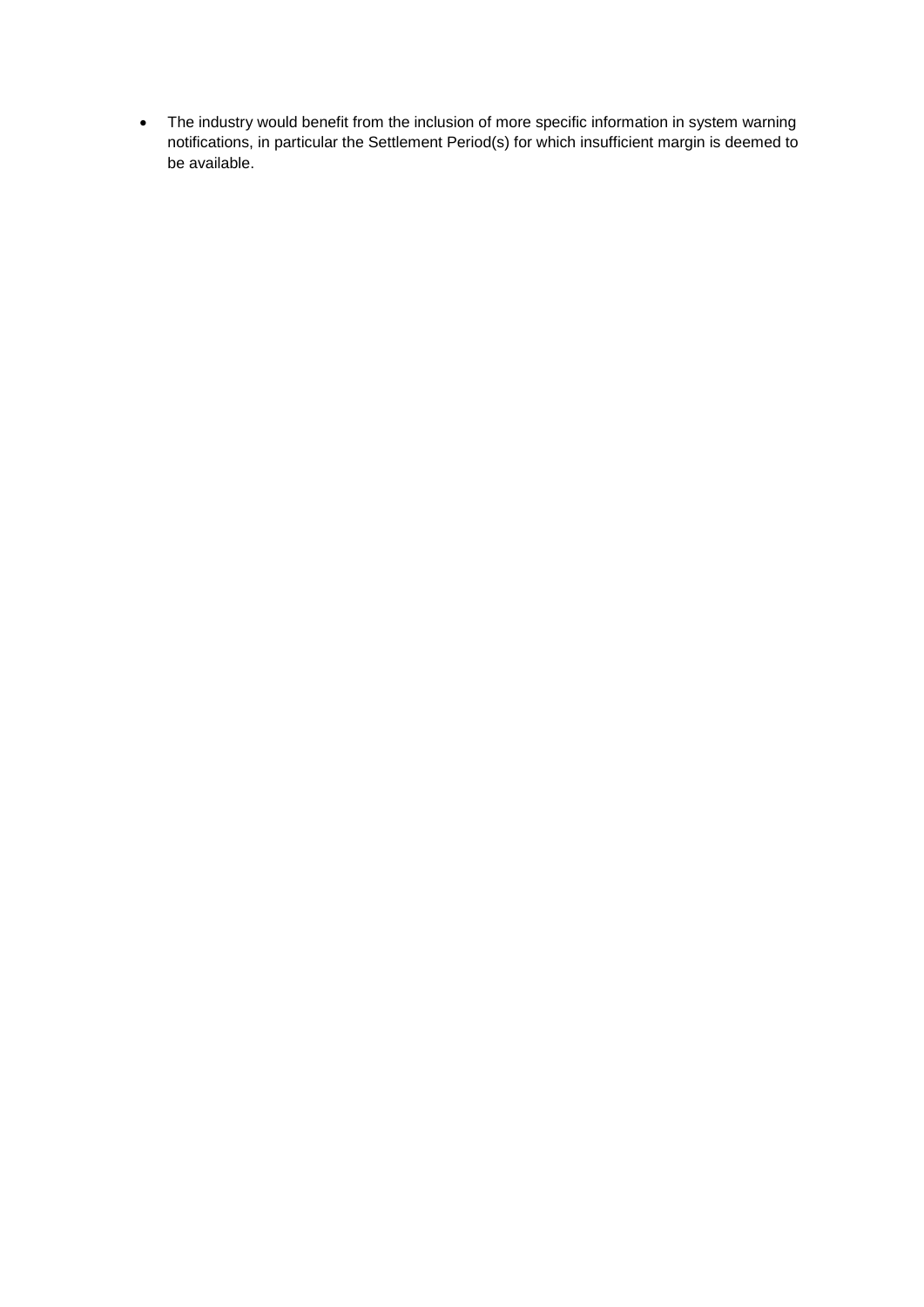- The industry would benefit from the inclusion of more specific information in system warning notifications, in particular the Settlement Period(s) for which insufficient margin is deemed to be available.